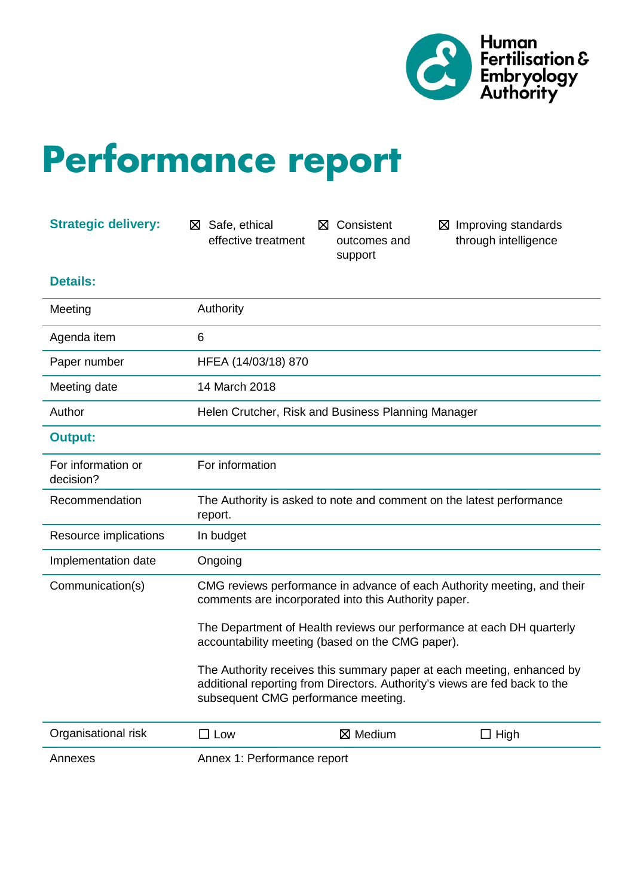Human Fertilisation & Embryology Authority

# Performance report

**Strategic delivery:** ☒ Safe, ethical effective treatment ☒ Consistent outcomes and support ☒ Improving standards through intelligence

**Details:**

| | |
|---|---|
| Meeting | Authority |
| Agenda item | 6 |
| Paper number | HFEA (14/03/18) 870 |
| Meeting date | 14 March 2018 |
| Author | Helen Crutcher, Risk and Business Planning Manager |

**Output:**

| | |
|---|---|
| For information or decision? | For information |
| Recommendation | The Authority is asked to note and comment on the latest performance report. |
| Resource implications | In budget |
| Implementation date | Ongoing |
| Communication(s) | CMG reviews performance in advance of each Authority meeting, and their comments are incorporated into this Authority paper.<br><br>The Department of Health reviews our performance at each DH quarterly accountability meeting (based on the CMG paper).<br><br>The Authority receives this summary paper at each meeting, enhanced by additional reporting from Directors. Authority's views are fed back to the subsequent CMG performance meeting. |
| Organisational risk | ☐ Low ☒ Medium ☐ High |
| Annexes | Annex 1: Performance report |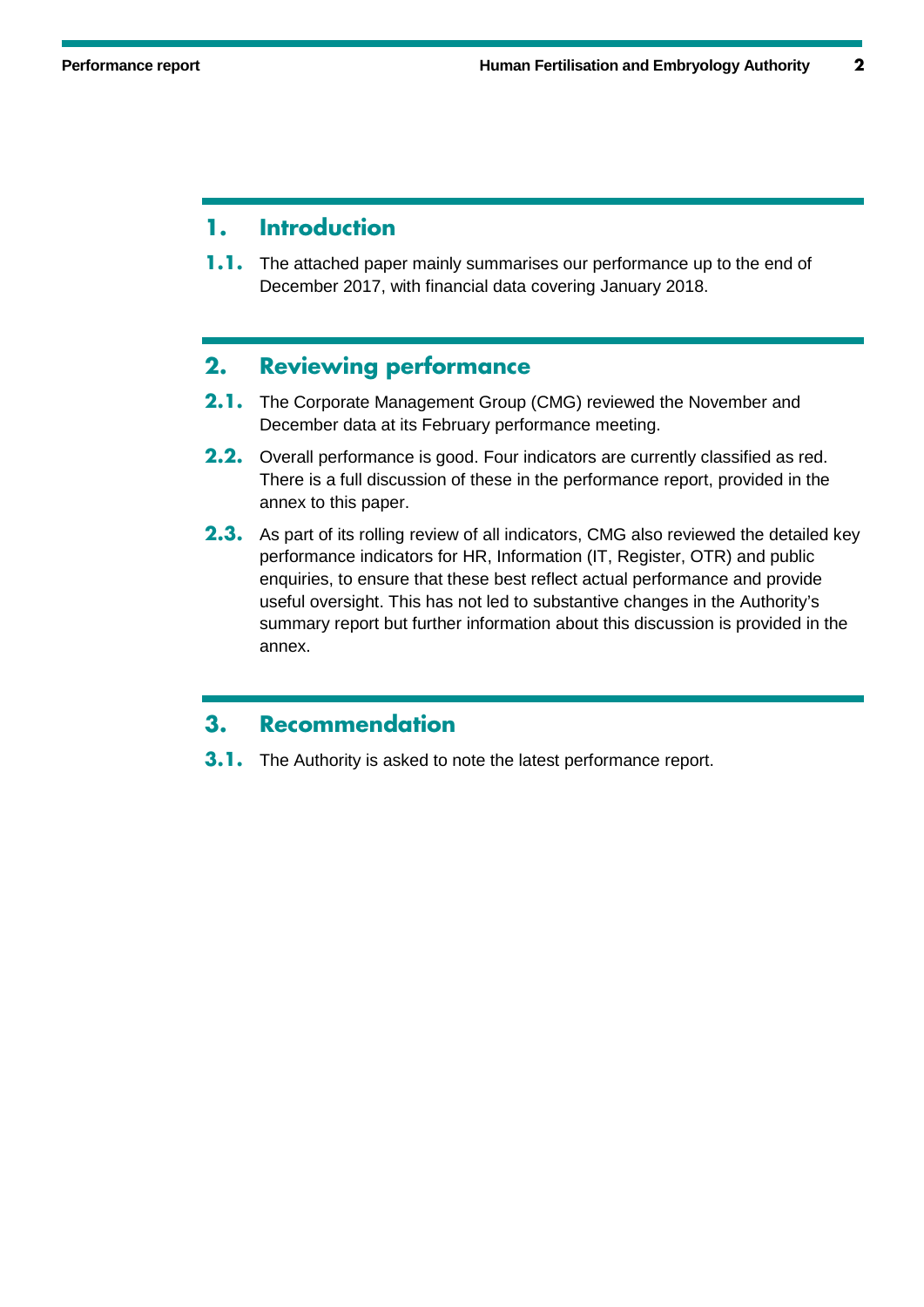## 1. Introduction

**1.1.** The attached paper mainly summarises our performance up to the end of December 2017, with financial data covering January 2018.

## 2. Reviewing performance

**2.1.** The Corporate Management Group (CMG) reviewed the November and December data at its February performance meeting.

**2.2.** Overall performance is good. Four indicators are currently classified as red. There is a full discussion of these in the performance report, provided in the annex to this paper.

**2.3.** As part of its rolling review of all indicators, CMG also reviewed the detailed key performance indicators for HR, Information (IT, Register, OTR) and public enquiries, to ensure that these best reflect actual performance and provide useful oversight. This has not led to substantive changes in the Authority's summary report but further information about this discussion is provided in the annex.

## 3. Recommendation

**3.1.** The Authority is asked to note the latest performance report.